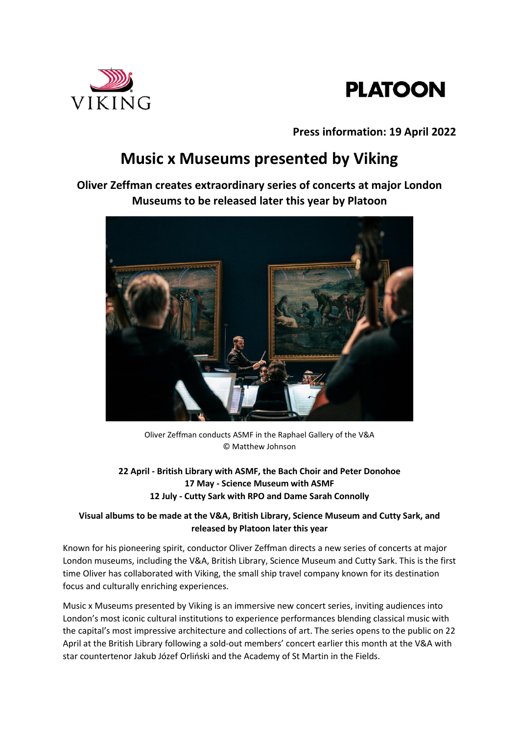**Press information: 19 April 2022**

# Music x Museums presented by Viking

## Oliver Zeffman creates extraordinary series of concerts at major London Museums to be released later this year by Platoon

Oliver Zeffman conducts ASMF in the Raphael Gallery of the V&A
© Matthew Johnson

**22 April - British Library with ASMF, the Bach Choir and Peter Donohoe**
**17 May - Science Museum with ASMF**
**12 July - Cutty Sark with RPO and Dame Sarah Connolly**

**Visual albums to be made at the V&A, British Library, Science Museum and Cutty Sark, and released by Platoon later this year**

Known for his pioneering spirit, conductor Oliver Zeffman directs a new series of concerts at major London museums, including the V&A, British Library, Science Museum and Cutty Sark. This is the first time Oliver has collaborated with Viking, the small ship travel company known for its destination focus and culturally enriching experiences.

Music x Museums presented by Viking is an immersive new concert series, inviting audiences into London's most iconic cultural institutions to experience performances blending classical music with the capital's most impressive architecture and collections of art. The series opens to the public on 22 April at the British Library following a sold-out members' concert earlier this month at the V&A with star countertenor Jakub Józef Orliński and the Academy of St Martin in the Fields.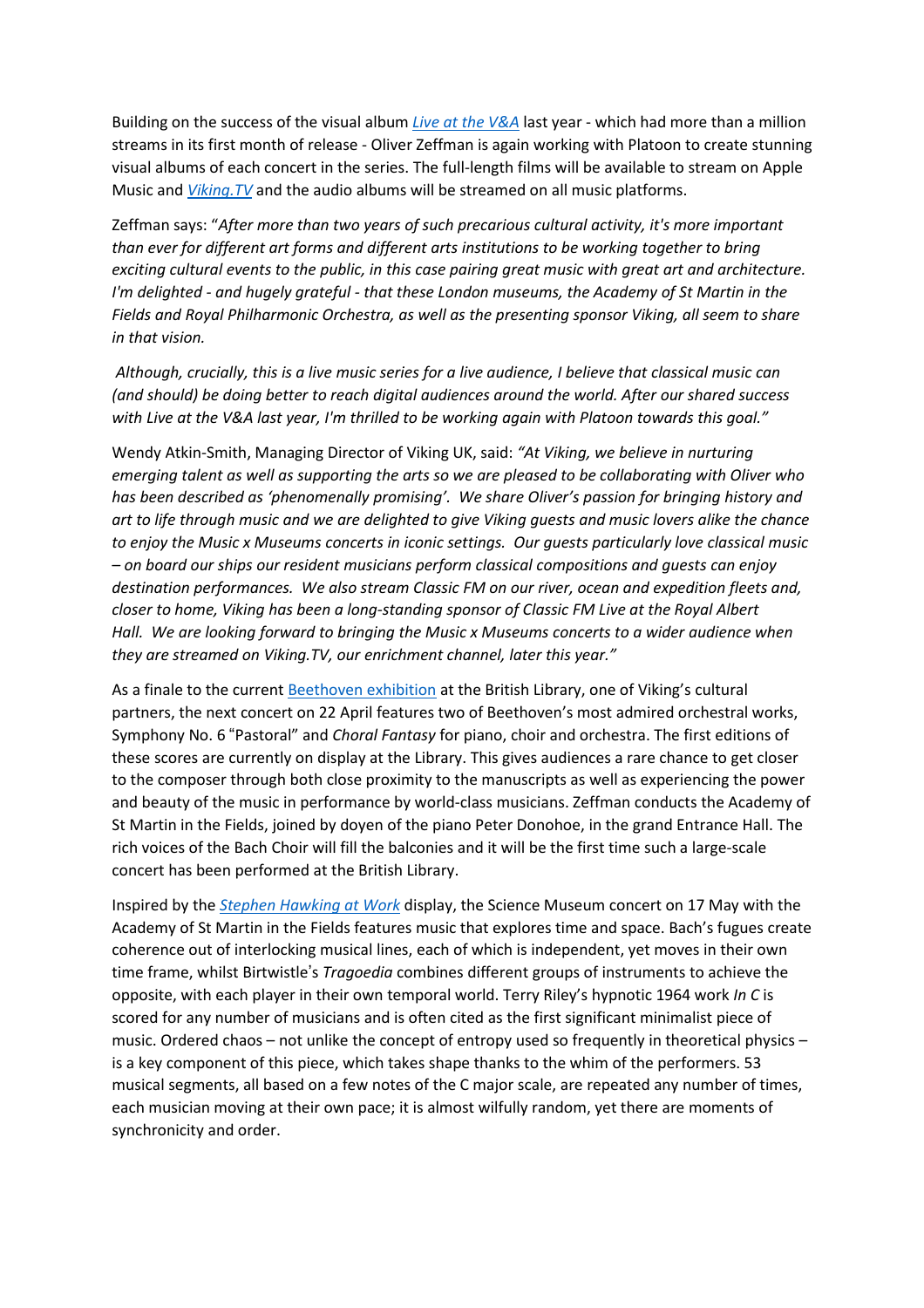Building on the success of the visual album *Live at the V&A* last year - which had more than a million streams in its first month of release - Oliver Zeffman is again working with Platoon to create stunning visual albums of each concert in the series. The full-length films will be available to stream on Apple Music and *Viking.TV* and the audio albums will be streamed on all music platforms.

Zeffman says: "*After more than two years of such precarious cultural activity, it's more important than ever for different art forms and different arts institutions to be working together to bring exciting cultural events to the public, in this case pairing great music with great art and architecture. I'm delighted - and hugely grateful - that these London museums, the Academy of St Martin in the Fields and Royal Philharmonic Orchestra, as well as the presenting sponsor Viking, all seem to share in that vision.*

*Although, crucially, this is a live music series for a live audience, I believe that classical music can (and should) be doing better to reach digital audiences around the world. After our shared success with Live at the V&A last year, I'm thrilled to be working again with Platoon towards this goal."*

Wendy Atkin-Smith, Managing Director of Viking UK, said: *"At Viking, we believe in nurturing emerging talent as well as supporting the arts so we are pleased to be collaborating with Oliver who has been described as 'phenomenally promising'. We share Oliver's passion for bringing history and art to life through music and we are delighted to give Viking guests and music lovers alike the chance to enjoy the Music x Museums concerts in iconic settings. Our guests particularly love classical music – on board our ships our resident musicians perform classical compositions and guests can enjoy destination performances. We also stream Classic FM on our river, ocean and expedition fleets and, closer to home, Viking has been a long-standing sponsor of Classic FM Live at the Royal Albert Hall. We are looking forward to bringing the Music x Museums concerts to a wider audience when they are streamed on Viking.TV, our enrichment channel, later this year."*

As a finale to the current Beethoven exhibition at the British Library, one of Viking's cultural partners, the next concert on 22 April features two of Beethoven's most admired orchestral works, Symphony No. 6 "Pastoral" and *Choral Fantasy* for piano, choir and orchestra. The first editions of these scores are currently on display at the Library. This gives audiences a rare chance to get closer to the composer through both close proximity to the manuscripts as well as experiencing the power and beauty of the music in performance by world-class musicians. Zeffman conducts the Academy of St Martin in the Fields, joined by doyen of the piano Peter Donohoe, in the grand Entrance Hall. The rich voices of the Bach Choir will fill the balconies and it will be the first time such a large-scale concert has been performed at the British Library.

Inspired by the *Stephen Hawking at Work* display, the Science Museum concert on 17 May with the Academy of St Martin in the Fields features music that explores time and space. Bach's fugues create coherence out of interlocking musical lines, each of which is independent, yet moves in their own time frame, whilst Birtwistle's *Tragoedia* combines different groups of instruments to achieve the opposite, with each player in their own temporal world. Terry Riley's hypnotic 1964 work *In C* is scored for any number of musicians and is often cited as the first significant minimalist piece of music. Ordered chaos – not unlike the concept of entropy used so frequently in theoretical physics – is a key component of this piece, which takes shape thanks to the whim of the performers. 53 musical segments, all based on a few notes of the C major scale, are repeated any number of times, each musician moving at their own pace; it is almost wilfully random, yet there are moments of synchronicity and order.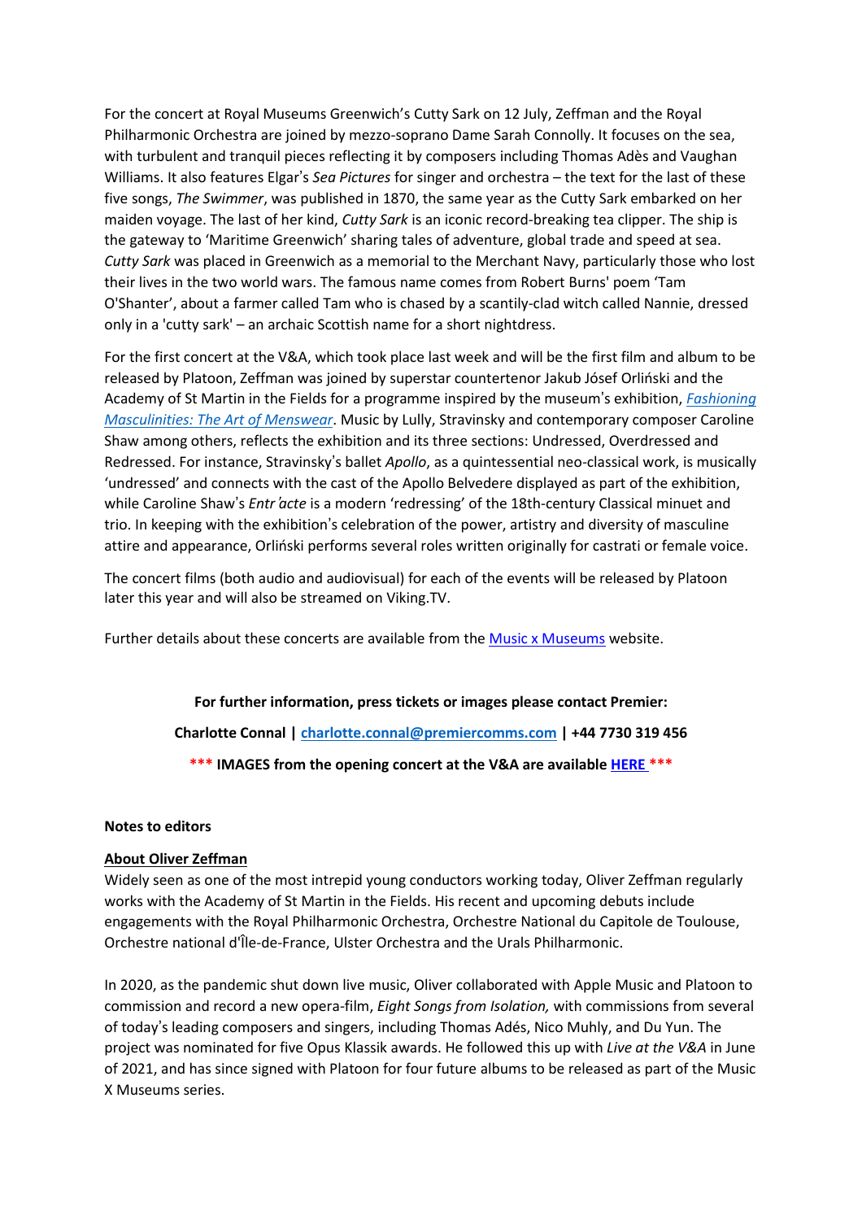For the concert at Royal Museums Greenwich's Cutty Sark on 12 July, Zeffman and the Royal Philharmonic Orchestra are joined by mezzo-soprano Dame Sarah Connolly. It focuses on the sea, with turbulent and tranquil pieces reflecting it by composers including Thomas Adès and Vaughan Williams. It also features Elgar's *Sea Pictures* for singer and orchestra – the text for the last of these five songs, *The Swimmer*, was published in 1870, the same year as the Cutty Sark embarked on her maiden voyage. The last of her kind, *Cutty Sark* is an iconic record-breaking tea clipper. The ship is the gateway to 'Maritime Greenwich' sharing tales of adventure, global trade and speed at sea. *Cutty Sark* was placed in Greenwich as a memorial to the Merchant Navy, particularly those who lost their lives in the two world wars. The famous name comes from Robert Burns' poem 'Tam O'Shanter', about a farmer called Tam who is chased by a scantily-clad witch called Nannie, dressed only in a 'cutty sark' – an archaic Scottish name for a short nightdress.

For the first concert at the V&A, which took place last week and will be the first film and album to be released by Platoon, Zeffman was joined by superstar countertenor Jakub Jósef Orliński and the Academy of St Martin in the Fields for a programme inspired by the museum's exhibition, *Fashioning Masculinities: The Art of Menswear*. Music by Lully, Stravinsky and contemporary composer Caroline Shaw among others, reflects the exhibition and its three sections: Undressed, Overdressed and Redressed. For instance, Stravinsky's ballet *Apollo*, as a quintessential neo-classical work, is musically 'undressed' and connects with the cast of the Apollo Belvedere displayed as part of the exhibition, while Caroline Shaw's *Entr'acte* is a modern 'redressing' of the 18th-century Classical minuet and trio. In keeping with the exhibition's celebration of the power, artistry and diversity of masculine attire and appearance, Orliński performs several roles written originally for castrati or female voice.

The concert films (both audio and audiovisual) for each of the events will be released by Platoon later this year and will also be streamed on Viking.TV.

Further details about these concerts are available from the Music x Museums website.

**For further information, press tickets or images please contact Premier:**

**Charlotte Connal | charlotte.connal@premiercomms.com | +44 7730 319 456**

**\*\*\* IMAGES from the opening concert at the V&A are available HERE \*\*\***

**Notes to editors**

**About Oliver Zeffman**

Widely seen as one of the most intrepid young conductors working today, Oliver Zeffman regularly works with the Academy of St Martin in the Fields. His recent and upcoming debuts include engagements with the Royal Philharmonic Orchestra, Orchestre National du Capitole de Toulouse, Orchestre national d'Île-de-France, Ulster Orchestra and the Urals Philharmonic.

In 2020, as the pandemic shut down live music, Oliver collaborated with Apple Music and Platoon to commission and record a new opera-film, *Eight Songs from Isolation,* with commissions from several of today's leading composers and singers, including Thomas Adés, Nico Muhly, and Du Yun. The project was nominated for five Opus Klassik awards. He followed this up with *Live at the V&A* in June of 2021, and has since signed with Platoon for four future albums to be released as part of the Music X Museums series.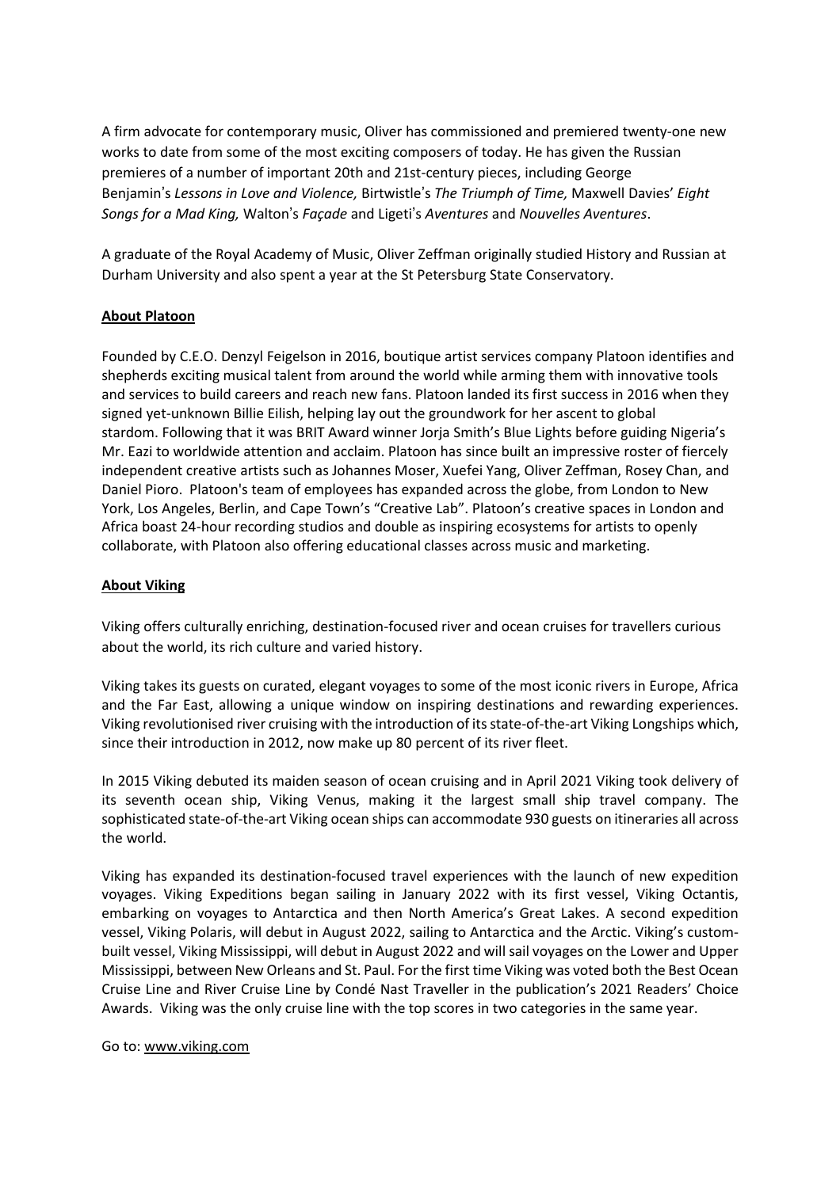A firm advocate for contemporary music, Oliver has commissioned and premiered twenty-one new works to date from some of the most exciting composers of today. He has given the Russian premieres of a number of important 20th and 21st-century pieces, including George Benjamin's *Lessons in Love and Violence,* Birtwistle's *The Triumph of Time,* Maxwell Davies' *Eight Songs for a Mad King,* Walton's *Façade* and Ligeti's *Aventures* and *Nouvelles Aventures*.

A graduate of the Royal Academy of Music, Oliver Zeffman originally studied History and Russian at Durham University and also spent a year at the St Petersburg State Conservatory.

**About Platoon**

Founded by C.E.O. Denzyl Feigelson in 2016, boutique artist services company Platoon identifies and shepherds exciting musical talent from around the world while arming them with innovative tools and services to build careers and reach new fans. Platoon landed its first success in 2016 when they signed yet-unknown Billie Eilish, helping lay out the groundwork for her ascent to global stardom. Following that it was BRIT Award winner Jorja Smith's Blue Lights before guiding Nigeria's Mr. Eazi to worldwide attention and acclaim. Platoon has since built an impressive roster of fiercely independent creative artists such as Johannes Moser, Xuefei Yang, Oliver Zeffman, Rosey Chan, and Daniel Pioro. Platoon's team of employees has expanded across the globe, from London to New York, Los Angeles, Berlin, and Cape Town's "Creative Lab". Platoon's creative spaces in London and Africa boast 24-hour recording studios and double as inspiring ecosystems for artists to openly collaborate, with Platoon also offering educational classes across music and marketing.

**About Viking**

Viking offers culturally enriching, destination-focused river and ocean cruises for travellers curious about the world, its rich culture and varied history.

Viking takes its guests on curated, elegant voyages to some of the most iconic rivers in Europe, Africa and the Far East, allowing a unique window on inspiring destinations and rewarding experiences. Viking revolutionised river cruising with the introduction of its state-of-the-art Viking Longships which, since their introduction in 2012, now make up 80 percent of its river fleet.

In 2015 Viking debuted its maiden season of ocean cruising and in April 2021 Viking took delivery of its seventh ocean ship, Viking Venus, making it the largest small ship travel company. The sophisticated state-of-the-art Viking ocean ships can accommodate 930 guests on itineraries all across the world.

Viking has expanded its destination-focused travel experiences with the launch of new expedition voyages. Viking Expeditions began sailing in January 2022 with its first vessel, Viking Octantis, embarking on voyages to Antarctica and then North America's Great Lakes. A second expedition vessel, Viking Polaris, will debut in August 2022, sailing to Antarctica and the Arctic. Viking's custom-built vessel, Viking Mississippi, will debut in August 2022 and will sail voyages on the Lower and Upper Mississippi, between New Orleans and St. Paul. For the first time Viking was voted both the Best Ocean Cruise Line and River Cruise Line by Condé Nast Traveller in the publication's 2021 Readers' Choice Awards. Viking was the only cruise line with the top scores in two categories in the same year.

Go to: www.viking.com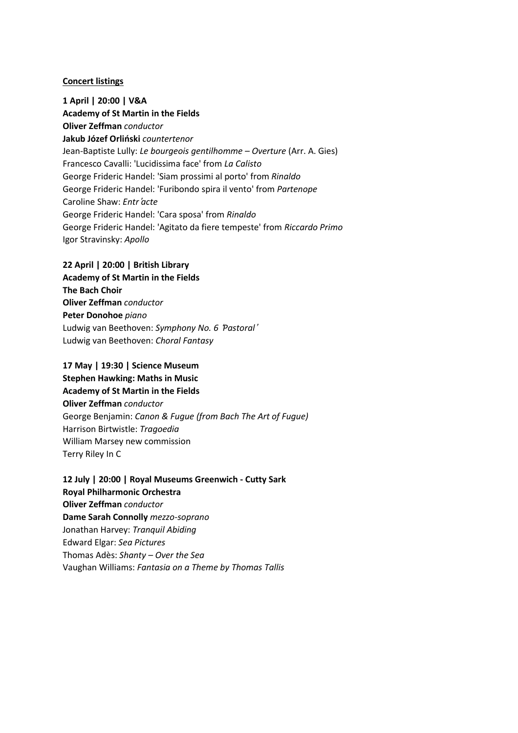**Concert listings**

**1 April | 20:00 | V&A**
**Academy of St Martin in the Fields**
**Oliver Zeffman** *conductor*
**Jakub Józef Orliński** *countertenor*
Jean-Baptiste Lully: *Le bourgeois gentilhomme – Overture* (Arr. A. Gies)
Francesco Cavalli: 'Lucidissima face' from *La Calisto*
George Frideric Handel: 'Siam prossimi al porto' from *Rinaldo*
George Frideric Handel: 'Furibondo spira il vento' from *Partenope*
Caroline Shaw: *Entr'acte*
George Frideric Handel: 'Cara sposa' from *Rinaldo*
George Frideric Handel: 'Agitato da fiere tempeste' from *Riccardo Primo*
Igor Stravinsky: *Apollo*

**22 April | 20:00 | British Library**
**Academy of St Martin in the Fields**
**The Bach Choir**
**Oliver Zeffman** *conductor*
**Peter Donohoe** *piano*
Ludwig van Beethoven: *Symphony No. 6 'Pastoral'*
Ludwig van Beethoven: *Choral Fantasy*

**17 May | 19:30 | Science Museum**
**Stephen Hawking: Maths in Music**
**Academy of St Martin in the Fields**
**Oliver Zeffman** *conductor*
George Benjamin: *Canon & Fugue (from Bach The Art of Fugue)*
Harrison Birtwistle: *Tragoedia*
William Marsey new commission
Terry Riley In C

**12 July | 20:00 | Royal Museums Greenwich - Cutty Sark**
**Royal Philharmonic Orchestra**
**Oliver Zeffman** *conductor*
**Dame Sarah Connolly** *mezzo-soprano*
Jonathan Harvey: *Tranquil Abiding*
Edward Elgar: *Sea Pictures*
Thomas Adès: *Shanty – Over the Sea*
Vaughan Williams: *Fantasia on a Theme by Thomas Tallis*